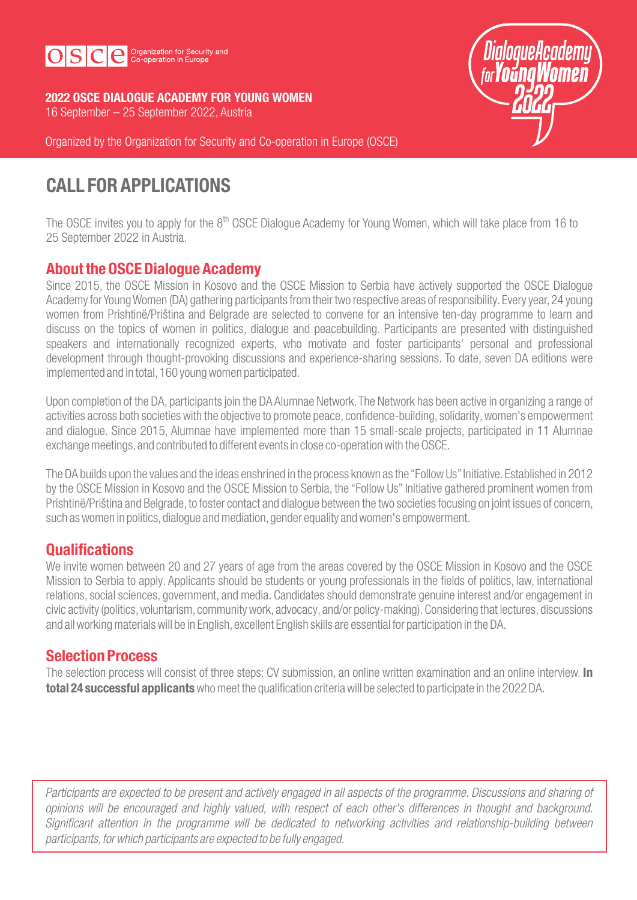OSCE Organization for Security and Co-operation in Europe

**2022 OSCE DIALOGUE ACADEMY FOR YOUNG WOMEN**
16 September – 25 September 2022, Austria

Organized by the Organization for Security and Co-operation in Europe (OSCE)

Dialogue Academy for Young Women 2022

# CALL FOR APPLICATIONS

The OSCE invites you to apply for the 8th OSCE Dialogue Academy for Young Women, which will take place from 16 to 25 September 2022 in Austria.

## About the OSCE Dialogue Academy

Since 2015, the OSCE Mission in Kosovo and the OSCE Mission to Serbia have actively supported the OSCE Dialogue Academy for Young Women (DA) gathering participants from their two respective areas of responsibility. Every year, 24 young women from Prishtinë/Priština and Belgrade are selected to convene for an intensive ten-day programme to learn and discuss on the topics of women in politics, dialogue and peacebuilding. Participants are presented with distinguished speakers and internationally recognized experts, who motivate and foster participants' personal and professional development through thought-provoking discussions and experience-sharing sessions. To date, seven DA editions were implemented and in total, 160 young women participated.

Upon completion of the DA, participants join the DA Alumnae Network. The Network has been active in organizing a range of activities across both societies with the objective to promote peace, confidence-building, solidarity, women's empowerment and dialogue. Since 2015, Alumnae have implemented more than 15 small-scale projects, participated in 11 Alumnae exchange meetings, and contributed to different events in close co-operation with the OSCE.

The DA builds upon the values and the ideas enshrined in the process known as the "Follow Us" Initiative. Established in 2012 by the OSCE Mission in Kosovo and the OSCE Mission to Serbia, the "Follow Us" Initiative gathered prominent women from Prishtinë/Priština and Belgrade, to foster contact and dialogue between the two societies focusing on joint issues of concern, such as women in politics, dialogue and mediation, gender equality and women's empowerment.

## Qualifications

We invite women between 20 and 27 years of age from the areas covered by the OSCE Mission in Kosovo and the OSCE Mission to Serbia to apply. Applicants should be students or young professionals in the fields of politics, law, international relations, social sciences, government, and media. Candidates should demonstrate genuine interest and/or engagement in civic activity (politics, voluntarism, community work, advocacy, and/or policy-making). Considering that lectures, discussions and all working materials will be in English, excellent English skills are essential for participation in the DA.

## Selection Process

The selection process will consist of three steps: CV submission, an online written examination and an online interview. **In total 24 successful applicants** who meet the qualification criteria will be selected to participate in the 2022 DA.

*Participants are expected to be present and actively engaged in all aspects of the programme. Discussions and sharing of opinions will be encouraged and highly valued, with respect of each other's differences in thought and background. Significant attention in the programme will be dedicated to networking activities and relationship-building between participants, for which participants are expected to be fully engaged.*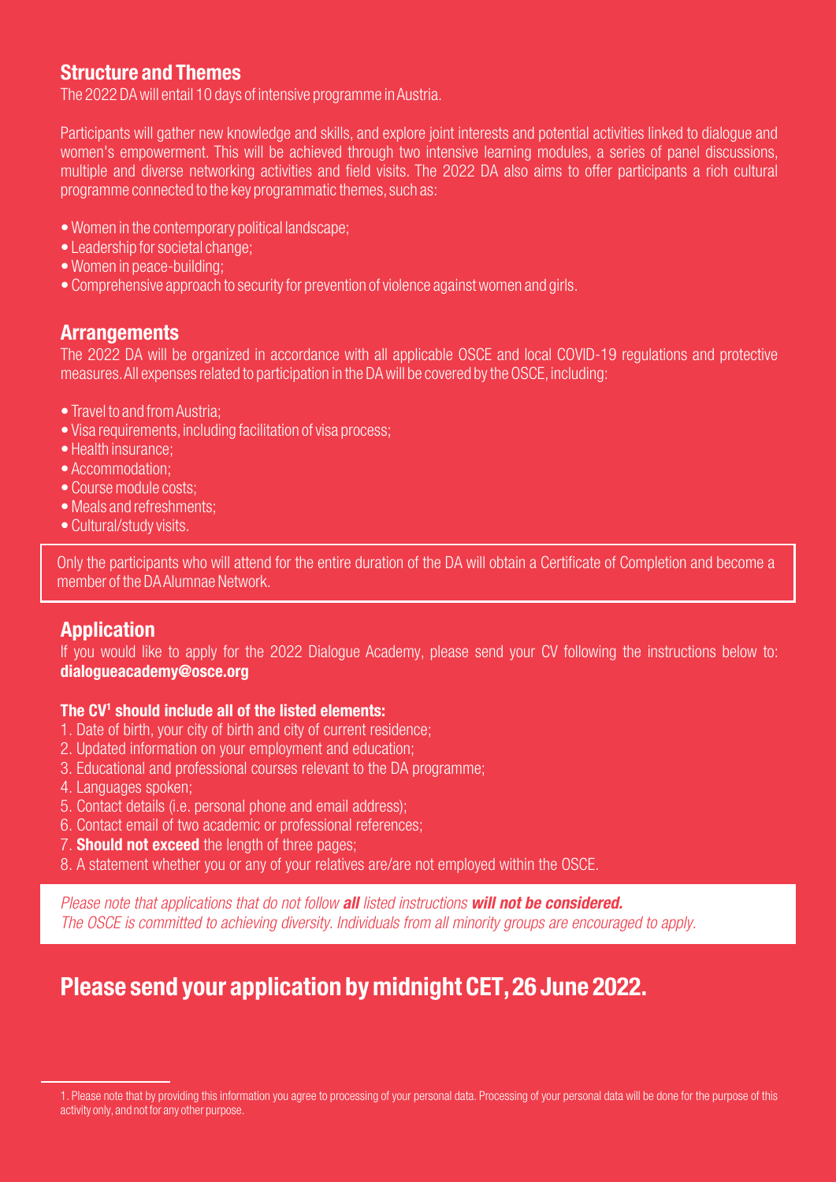## Structure and Themes

The 2022 DA will entail 10 days of intensive programme in Austria.

Participants will gather new knowledge and skills, and explore joint interests and potential activities linked to dialogue and women's empowerment. This will be achieved through two intensive learning modules, a series of panel discussions, multiple and diverse networking activities and field visits. The 2022 DA also aims to offer participants a rich cultural programme connected to the key programmatic themes, such as:

- Women in the contemporary political landscape;
- Leadership for societal change;
- Women in peace-building;
- Comprehensive approach to security for prevention of violence against women and girls.

## Arrangements

The 2022 DA will be organized in accordance with all applicable OSCE and local COVID-19 regulations and protective measures. All expenses related to participation in the DA will be covered by the OSCE, including:

- Travel to and from Austria;
- Visa requirements, including facilitation of visa process;
- Health insurance;
- Accommodation;
- Course module costs;
- Meals and refreshments;
- Cultural/study visits.

Only the participants who will attend for the entire duration of the DA will obtain a Certificate of Completion and become a member of the DA Alumnae Network.

## Application

If you would like to apply for the 2022 Dialogue Academy, please send your CV following the instructions below to: **dialogueacademy@osce.org**

**The CV[1] should include all of the listed elements:**

1. Date of birth, your city of birth and city of current residence;
2. Updated information on your employment and education;
3. Educational and professional courses relevant to the DA programme;
4. Languages spoken;
5. Contact details (i.e. personal phone and email address);
6. Contact email of two academic or professional references;
7. **Should not exceed** the length of three pages;
8. A statement whether you or any of your relatives are/are not employed within the OSCE.

*Please note that applications that do not follow* ***all*** *listed instructions* ***will not be considered.***
*The OSCE is committed to achieving diversity. Individuals from all minority groups are encouraged to apply.*

# Please send your application by midnight CET, 26 June 2022.

1. Please note that by providing this information you agree to processing of your personal data. Processing of your personal data will be done for the purpose of this activity only, and not for any other purpose.